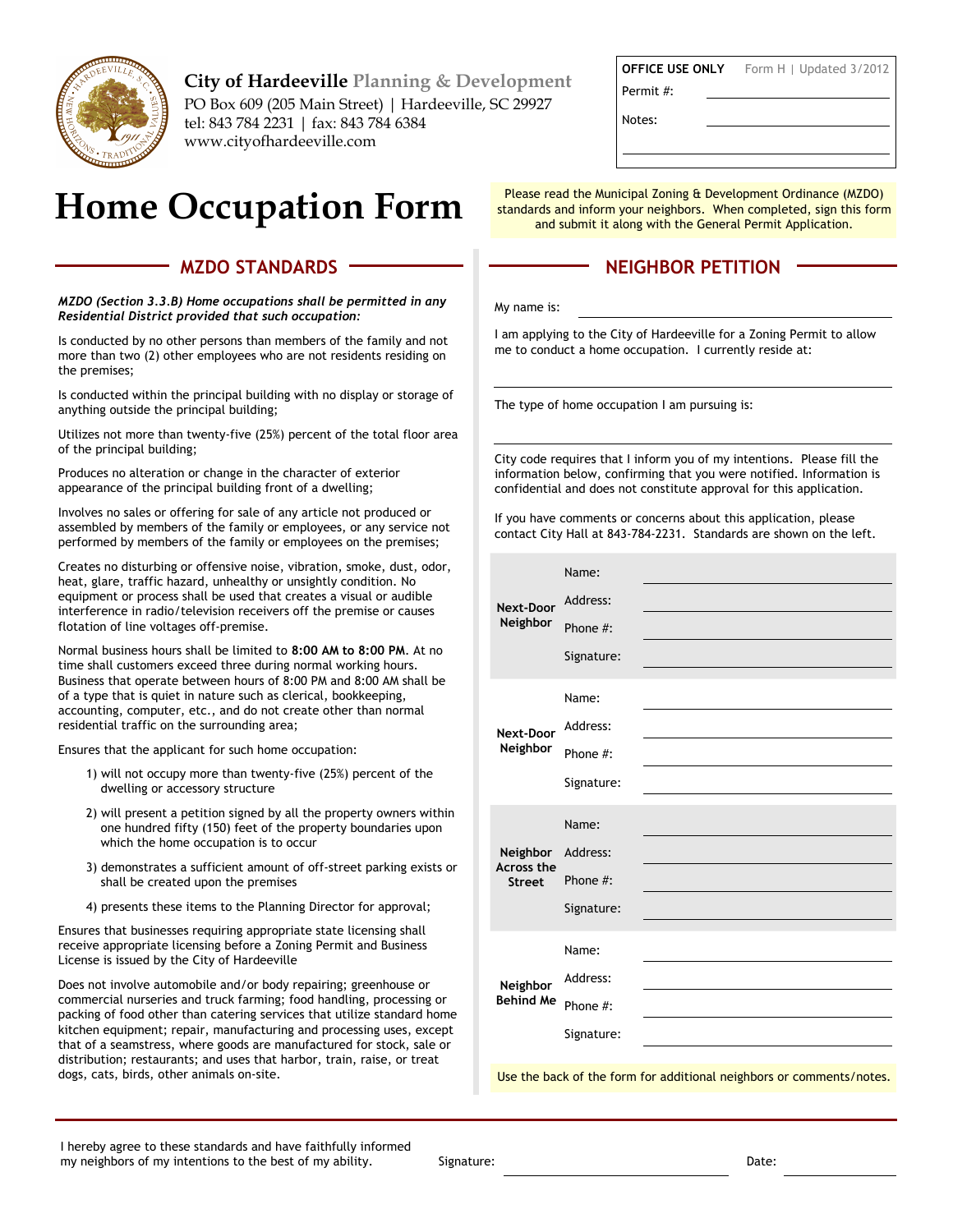**City of Hardeeville** Planning & Development
PO Box 609 (205 Main Street) | Hardeeville, SC 29927
tel: 843 784 2231 | fax: 843 784 6384
www.cityofhardeeville.com

| OFFICE USE ONLY | Form H \| Updated 3/2012 |
|---|---|
| Permit #: | |
| Notes: | |
| | |

# Home Occupation Form

Please read the Municipal Zoning & Development Ordinance (MZDO) standards and inform your neighbors. When completed, sign this form and submit it along with the General Permit Application.

## MZDO STANDARDS

***MZDO (Section 3.3.B) Home occupations shall be permitted in any Residential District provided that such occupation:***

Is conducted by no other persons than members of the family and not more than two (2) other employees who are not residents residing on the premises;

Is conducted within the principal building with no display or storage of anything outside the principal building;

Utilizes not more than twenty-five (25%) percent of the total floor area of the principal building;

Produces no alteration or change in the character of exterior appearance of the principal building front of a dwelling;

Involves no sales or offering for sale of any article not produced or assembled by members of the family or employees, or any service not performed by members of the family or employees on the premises;

Creates no disturbing or offensive noise, vibration, smoke, dust, odor, heat, glare, traffic hazard, unhealthy or unsightly condition. No equipment or process shall be used that creates a visual or audible interference in radio/television receivers off the premise or causes flotation of line voltages off-premise.

Normal business hours shall be limited to **8:00 AM to 8:00 PM**. At no time shall customers exceed three during normal working hours. Business that operate between hours of 8:00 PM and 8:00 AM shall be of a type that is quiet in nature such as clerical, bookkeeping, accounting, computer, etc., and do not create other than normal residential traffic on the surrounding area;

Ensures that the applicant for such home occupation:

1) will not occupy more than twenty-five (25%) percent of the dwelling or accessory structure
2) will present a petition signed by all the property owners within one hundred fifty (150) feet of the property boundaries upon which the home occupation is to occur
3) demonstrates a sufficient amount of off-street parking exists or shall be created upon the premises
4) presents these items to the Planning Director for approval;

Ensures that businesses requiring appropriate state licensing shall receive appropriate licensing before a Zoning Permit and Business License is issued by the City of Hardeeville

Does not involve automobile and/or body repairing; greenhouse or commercial nurseries and truck farming; food handling, processing or packing of food other than catering services that utilize standard home kitchen equipment; repair, manufacturing and processing uses, except that of a seamstress, where goods are manufactured for stock, sale or distribution; restaurants; and uses that harbor, train, raise, or treat dogs, cats, birds, other animals on-site.

## NEIGHBOR PETITION

My name is: ______________________________

I am applying to the City of Hardeeville for a Zoning Permit to allow me to conduct a home occupation. I currently reside at:

______________________________

The type of home occupation I am pursuing is:

______________________________

City code requires that I inform you of my intentions. Please fill the information below, confirming that you were notified. Information is confidential and does not constitute approval for this application.

If you have comments or concerns about this application, please contact City Hall at 843-784-2231. Standards are shown on the left.

| | | |
|---|---|---|
| **Next-Door Neighbor** | Name: | |
| | Address: | |
| | Phone #: | |
| | Signature: | |
| **Next-Door Neighbor** | Name: | |
| | Address: | |
| | Phone #: | |
| | Signature: | |
| **Neighbor Across the Street** | Name: | |
| | Address: | |
| | Phone #: | |
| | Signature: | |
| **Neighbor Behind Me** | Name: | |
| | Address: | |
| | Phone #: | |
| | Signature: | |

Use the back of the form for additional neighbors or comments/notes.

I hereby agree to these standards and have faithfully informed my neighbors of my intentions to the best of my ability.

Signature: ______________________ Date: ______________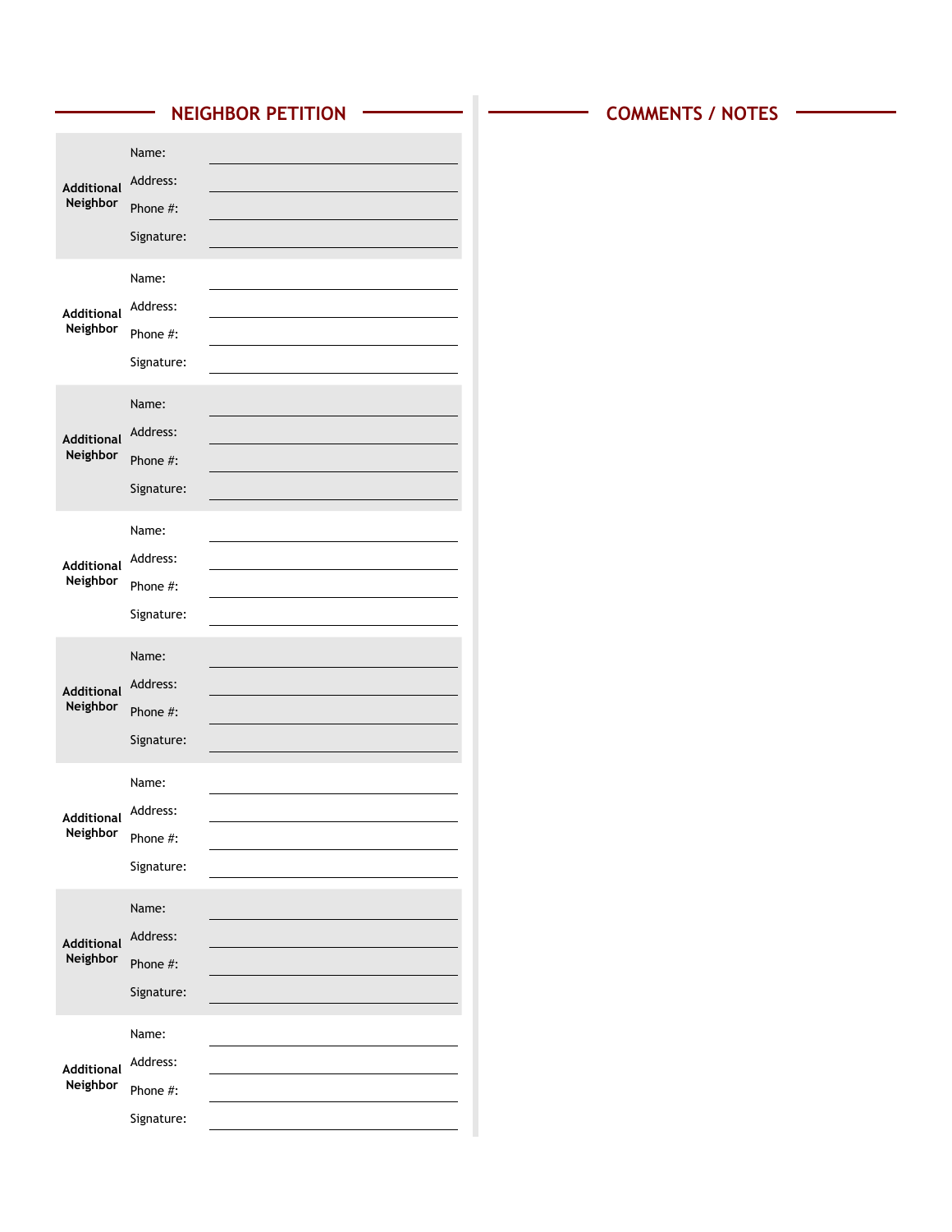## NEIGHBOR PETITION

**Additional Neighbor**

Name: ______________________________

Address: ______________________________

Phone #: ______________________________

Signature: ______________________________

**Additional Neighbor**

Name: ______________________________

Address: ______________________________

Phone #: ______________________________

Signature: ______________________________

**Additional Neighbor**

Name: ______________________________

Address: ______________________________

Phone #: ______________________________

Signature: ______________________________

**Additional Neighbor**

Name: ______________________________

Address: ______________________________

Phone #: ______________________________

Signature: ______________________________

**Additional Neighbor**

Name: ______________________________

Address: ______________________________

Phone #: ______________________________

Signature: ______________________________

**Additional Neighbor**

Name: ______________________________

Address: ______________________________

Phone #: ______________________________

Signature: ______________________________

**Additional Neighbor**

Name: ______________________________

Address: ______________________________

Phone #: ______________________________

Signature: ______________________________

**Additional Neighbor**

Name: ______________________________

Address: ______________________________

Phone #: ______________________________

Signature: ______________________________

## COMMENTS / NOTES